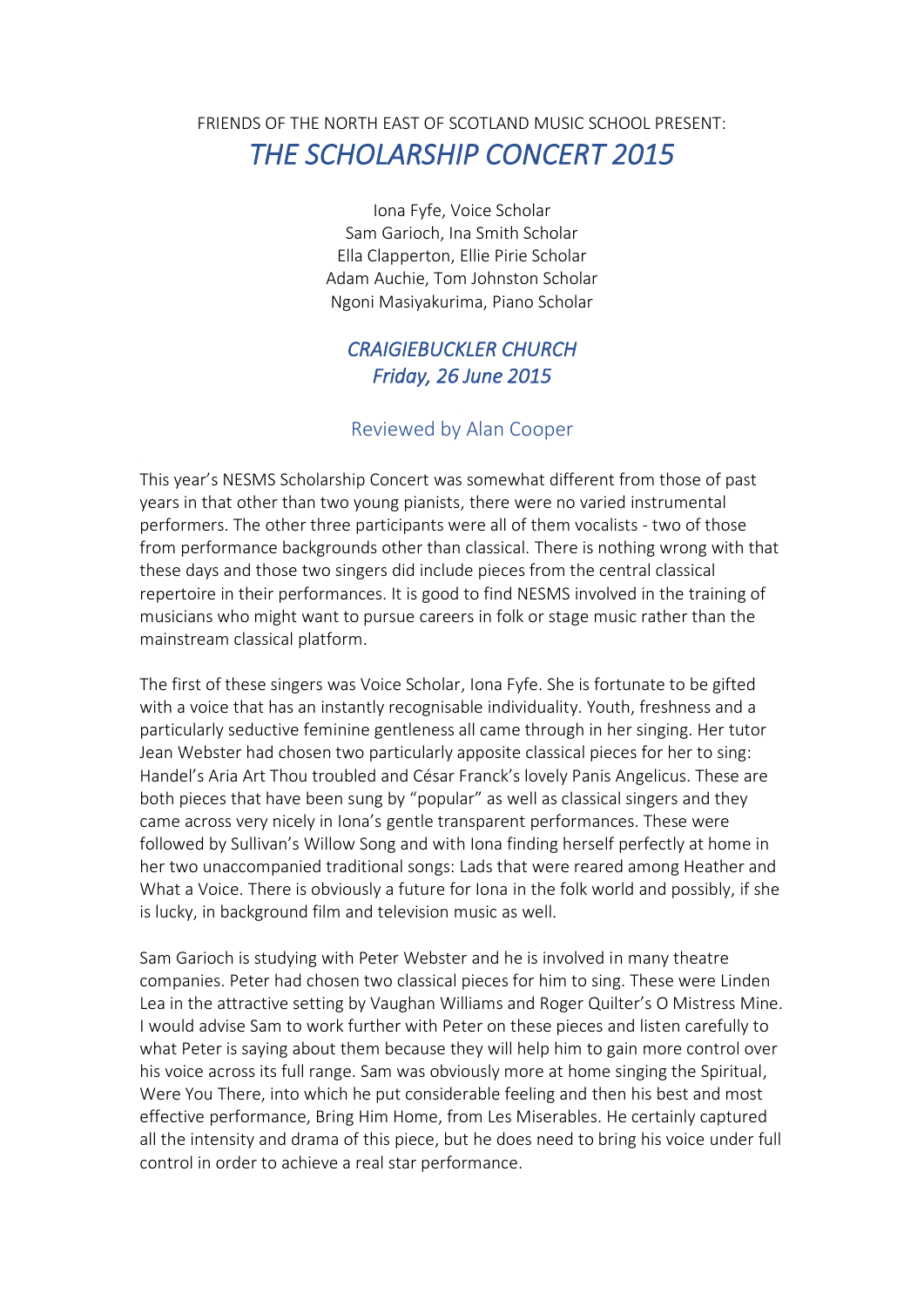FRIENDS OF THE NORTH EAST OF SCOTLAND MUSIC SCHOOL PRESENT:

# *THE SCHOLARSHIP CONCERT 2015*

Iona Fyfe, Voice Scholar
Sam Garioch, Ina Smith Scholar
Ella Clapperton, Ellie Pirie Scholar
Adam Auchie, Tom Johnston Scholar
Ngoni Masiyakurima, Piano Scholar

## *CRAIGIEBUCKLER CHURCH*
## *Friday, 26 June 2015*

### Reviewed by Alan Cooper

This year's NESMS Scholarship Concert was somewhat different from those of past years in that other than two young pianists, there were no varied instrumental performers. The other three participants were all of them vocalists - two of those from performance backgrounds other than classical. There is nothing wrong with that these days and those two singers did include pieces from the central classical repertoire in their performances. It is good to find NESMS involved in the training of musicians who might want to pursue careers in folk or stage music rather than the mainstream classical platform.

The first of these singers was Voice Scholar, Iona Fyfe. She is fortunate to be gifted with a voice that has an instantly recognisable individuality. Youth, freshness and a particularly seductive feminine gentleness all came through in her singing. Her tutor Jean Webster had chosen two particularly apposite classical pieces for her to sing: Handel's Aria Art Thou troubled and César Franck's lovely Panis Angelicus. These are both pieces that have been sung by "popular" as well as classical singers and they came across very nicely in Iona's gentle transparent performances. These were followed by Sullivan's Willow Song and with Iona finding herself perfectly at home in her two unaccompanied traditional songs: Lads that were reared among Heather and What a Voice. There is obviously a future for Iona in the folk world and possibly, if she is lucky, in background film and television music as well.

Sam Garioch is studying with Peter Webster and he is involved in many theatre companies. Peter had chosen two classical pieces for him to sing. These were Linden Lea in the attractive setting by Vaughan Williams and Roger Quilter's O Mistress Mine. I would advise Sam to work further with Peter on these pieces and listen carefully to what Peter is saying about them because they will help him to gain more control over his voice across its full range. Sam was obviously more at home singing the Spiritual, Were You There, into which he put considerable feeling and then his best and most effective performance, Bring Him Home, from Les Miserables. He certainly captured all the intensity and drama of this piece, but he does need to bring his voice under full control in order to achieve a real star performance.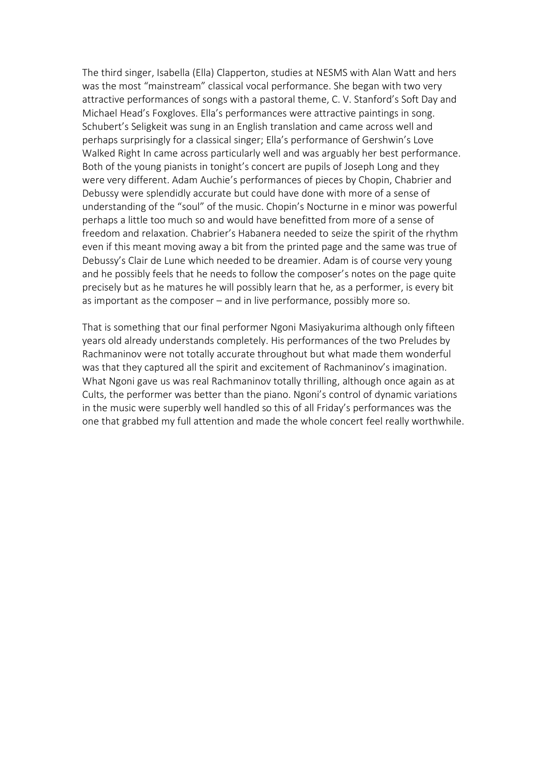The third singer, Isabella (Ella) Clapperton, studies at NESMS with Alan Watt and hers was the most "mainstream" classical vocal performance. She began with two very attractive performances of songs with a pastoral theme, C. V. Stanford's Soft Day and Michael Head's Foxgloves. Ella's performances were attractive paintings in song. Schubert's Seligkeit was sung in an English translation and came across well and perhaps surprisingly for a classical singer; Ella's performance of Gershwin's Love Walked Right In came across particularly well and was arguably her best performance. Both of the young pianists in tonight's concert are pupils of Joseph Long and they were very different. Adam Auchie's performances of pieces by Chopin, Chabrier and Debussy were splendidly accurate but could have done with more of a sense of understanding of the "soul" of the music. Chopin's Nocturne in e minor was powerful perhaps a little too much so and would have benefitted from more of a sense of freedom and relaxation. Chabrier's Habanera needed to seize the spirit of the rhythm even if this meant moving away a bit from the printed page and the same was true of Debussy's Clair de Lune which needed to be dreamier. Adam is of course very young and he possibly feels that he needs to follow the composer's notes on the page quite precisely but as he matures he will possibly learn that he, as a performer, is every bit as important as the composer – and in live performance, possibly more so.

That is something that our final performer Ngoni Masiyakurima although only fifteen years old already understands completely. His performances of the two Preludes by Rachmaninov were not totally accurate throughout but what made them wonderful was that they captured all the spirit and excitement of Rachmaninov's imagination. What Ngoni gave us was real Rachmaninov totally thrilling, although once again as at Cults, the performer was better than the piano. Ngoni's control of dynamic variations in the music were superbly well handled so this of all Friday's performances was the one that grabbed my full attention and made the whole concert feel really worthwhile.